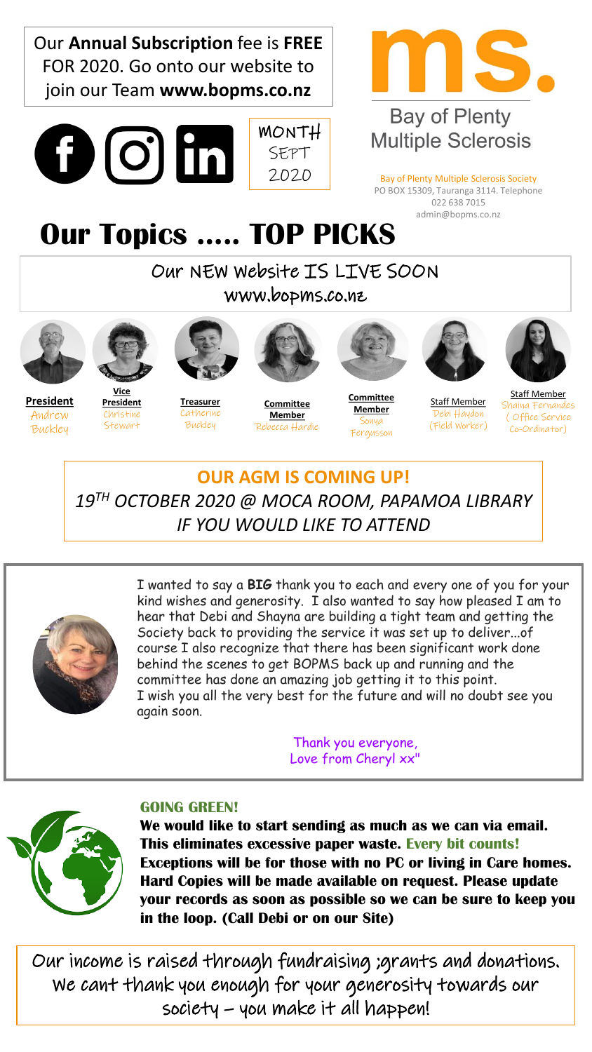Our **Annual Subscription** fee is **FREE** FOR 2020. Go onto our website to join our Team **www.bopms.co.nz**

MONTH
SEPT
2020

# ms.

Bay of Plenty
Multiple Sclerosis

Bay of Plenty Multiple Sclerosis Society
PO BOX 15309, Tauranga 3114. Telephone 022 638 7015
admin@bopms.co.nz

# Our Topics ….. TOP PICKS

## Our NEW website IS LIVE SOON
## www.bopms.co.nz

**President** Andrew Buckley

**Vice President** Christine Stewart

**Treasurer** Catherine Buckley

**Committee Member** Rebecca Hardie

**Committee Member** Sonya Fergusson

Staff Member Debi Haydon (Field Worker)

Staff Member Shayna Fernandes (Office Service Co-Ordinator)

## OUR AGM IS COMING UP!

*19TH OCTOBER 2020 @ MOCA ROOM, PAPAMOA LIBRARY*
*IF YOU WOULD LIKE TO ATTEND*

I wanted to say a **BIG** thank you to each and every one of you for your kind wishes and generosity. I also wanted to say how pleased I am to hear that Debi and Shayna are building a tight team and getting the Society back to providing the service it was set up to deliver...of course I also recognize that there has been significant work done behind the scenes to get BOPMS back up and running and the committee has done an amazing job getting it to this point.
I wish you all the very best for the future and will no doubt see you again soon.

Thank you everyone,
Love from Cheryl xx"

**GOING GREEN!**

**We would like to start sending as much as we can via email. This eliminates excessive paper waste. Every bit counts! Exceptions will be for those with no PC or living in Care homes. Hard Copies will be made available on request. Please update your records as soon as possible so we can be sure to keep you in the loop. (Call Debi or on our Site)**

Our income is raised through fundraising ;grants and donations. We cant thank you enough for your generosity towards our society – you make it all happen!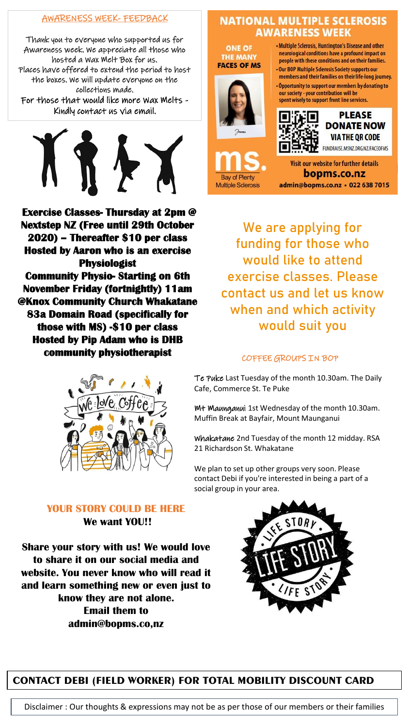## AWARENESS WEEK- FEEDBACK

Thank you to everyone who supported us for Awareness week. We appreciate all those who hosted a Wax Melt Box for us. Places have offered to extend the period to host the boxes. We will update everyone on the collections made.

For those that would like more Wax Melts - Kindly contact us via email.

## NATIONAL MULTIPLE SCLEROSIS AWARENESS WEEK

**ONE OF THE MANY FACES OF MS**

Joanne

- Multiple Sclerosis, Huntington's Disease and other neurological conditions have a profound impact on people with these conditions and on their families.
- Our BOP Multiple Sclerosis Society supports our members and their families on their life-long journey.
- Opportunity to support our members by donating to our society - your contribution will be spent wisely to support front line services.

**PLEASE DONATE NOW VIA THE QR CODE**

FUNDRAISE.MSNZ.ORG.NZ/FACEOFMS

ms. Bay of Plenty Multiple Sclerosis

Visit our website for further details

**bopms.co.nz**

admin@bopms.co.nz • 022 638 7015

**Exercise Classes- Thursday at 2pm @ Nextstep NZ (Free until 29th October 2020) – Thereafter $10 per class Hosted by Aaron who is an exercise Physiologist**

**Community Physio- Starting on 6th November Friday (fortnightly) 11am @Knox Community Church Whakatane 83a Domain Road (specifically for those with MS) -$10 per class Hosted by Pip Adam who is DHB community physiotherapist**

We are applying for funding for those who would like to attend exercise classes. Please contact us and let us know when and which activity would suit you

## COFFEE GROUPS IN BOP

**Te Puke** Last Tuesday of the month 10.30am. The Daily Cafe, Commerce St. Te Puke

**Mt Maunganui** 1st Wednesday of the month 10.30am. Muffin Break at Bayfair, Mount Maunganui

**Whakatane** 2nd Tuesday of the month 12 midday. RSA 21 Richardson St. Whakatane

We plan to set up other groups very soon. Please contact Debi if you're interested in being a part of a social group in your area.

## YOUR STORY COULD BE HERE

**We want YOU!!**

**Share your story with us! We would love to share it on our social media and website. You never know who will read it and learn something new or even just to know they are not alone. Email them to admin@bopms.co,nz**

## CONTACT DEBI (FIELD WORKER) FOR TOTAL MOBILITY DISCOUNT CARD

Disclaimer : Our thoughts & expressions may not be as per those of our members or their families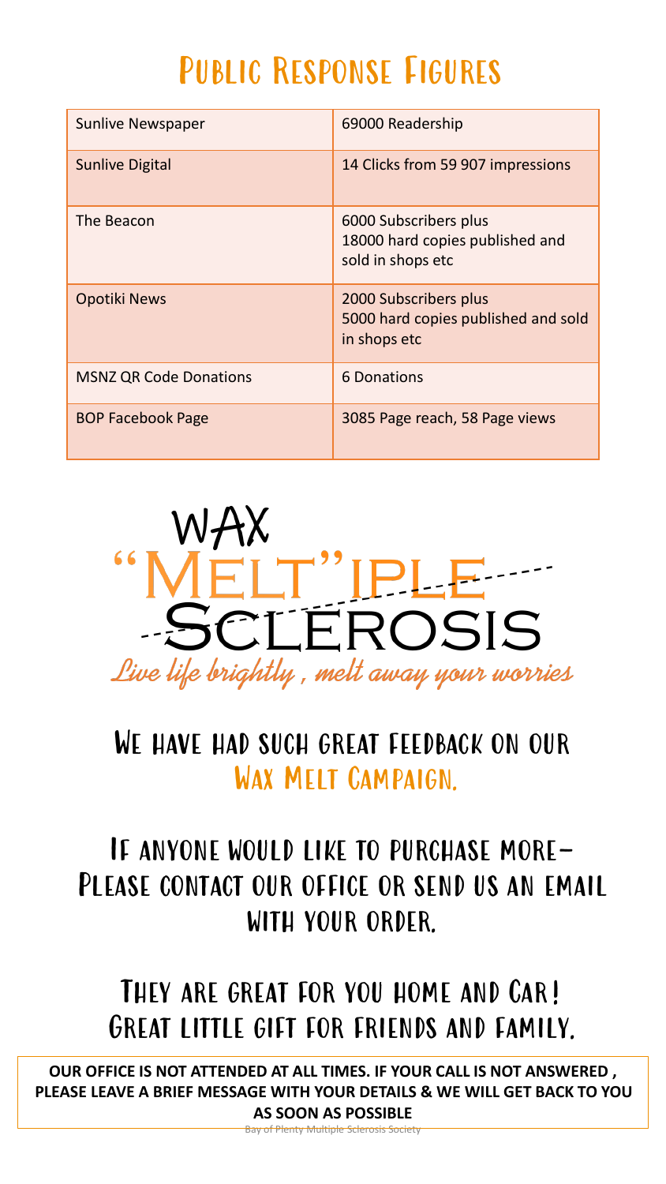# Public Response Figures

| | |
|---|---|
| Sunlive Newspaper | 69000 Readership |
| Sunlive Digital | 14 Clicks from 59 907 impressions |
| The Beacon | 6000 Subscribers plus 18000 hard copies published and sold in shops etc |
| Opotiki News | 2000 Subscribers plus 5000 hard copies published and sold in shops etc |
| MSNZ QR Code Donations | 6 Donations |
| BOP Facebook Page | 3085 Page reach, 58 Page views |

WAX "MELT"IPLE SCLEROSIS

*Live life brightly , melt away your worries*

## We have had such great feedback on our Wax Melt Campaign.

## If anyone would like to purchase more– Please contact our office or send us an email with your order.

## They are great for you home and Car! Great little gift for friends and family.

**OUR OFFICE IS NOT ATTENDED AT ALL TIMES. IF YOUR CALL IS NOT ANSWERED , PLEASE LEAVE A BRIEF MESSAGE WITH YOUR DETAILS & WE WILL GET BACK TO YOU AS SOON AS POSSIBLE**

Bay of Plenty Multiple Sclerosis Society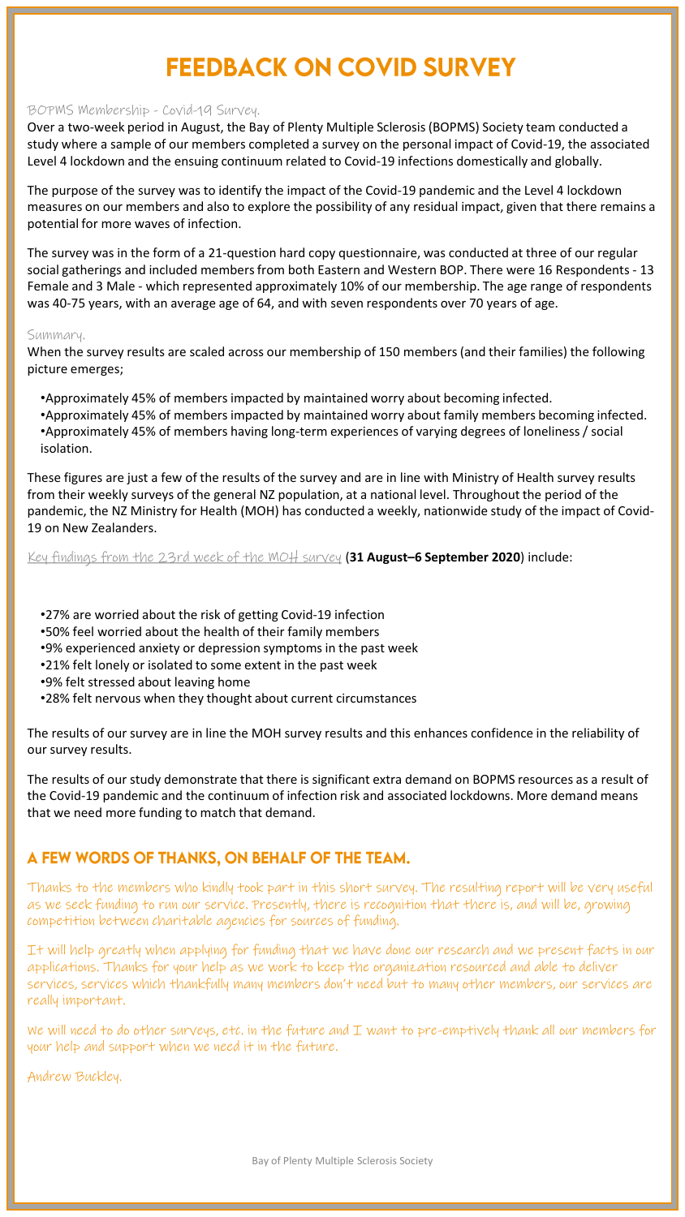# FEEDBACK ON COVID SURVEY

BOPMS Membership - Covid-19 Survey.

Over a two-week period in August, the Bay of Plenty Multiple Sclerosis (BOPMS) Society team conducted a study where a sample of our members completed a survey on the personal impact of Covid-19, the associated Level 4 lockdown and the ensuing continuum related to Covid-19 infections domestically and globally.

The purpose of the survey was to identify the impact of the Covid-19 pandemic and the Level 4 lockdown measures on our members and also to explore the possibility of any residual impact, given that there remains a potential for more waves of infection.

The survey was in the form of a 21-question hard copy questionnaire, was conducted at three of our regular social gatherings and included members from both Eastern and Western BOP. There were 16 Respondents - 13 Female and 3 Male - which represented approximately 10% of our membership. The age range of respondents was 40-75 years, with an average age of 64, and with seven respondents over 70 years of age.

Summary.

When the survey results are scaled across our membership of 150 members (and their families) the following picture emerges;

- Approximately 45% of members impacted by maintained worry about becoming infected.
- Approximately 45% of members impacted by maintained worry about family members becoming infected.
- Approximately 45% of members having long-term experiences of varying degrees of loneliness / social isolation.

These figures are just a few of the results of the survey and are in line with Ministry of Health survey results from their weekly surveys of the general NZ population, at a national level. Throughout the period of the pandemic, the NZ Ministry for Health (MOH) has conducted a weekly, nationwide study of the impact of Covid-19 on New Zealanders.

Key findings from the 23rd week of the MOH survey (**31 August–6 September 2020**) include:

- 27% are worried about the risk of getting Covid-19 infection
- 50% feel worried about the health of their family members
- 9% experienced anxiety or depression symptoms in the past week
- 21% felt lonely or isolated to some extent in the past week
- 9% felt stressed about leaving home
- 28% felt nervous when they thought about current circumstances

The results of our survey are in line the MOH survey results and this enhances confidence in the reliability of our survey results.

The results of our study demonstrate that there is significant extra demand on BOPMS resources as a result of the Covid-19 pandemic and the continuum of infection risk and associated lockdowns. More demand means that we need more funding to match that demand.

## A FEW WORDS OF THANKS, ON BEHALF OF THE TEAM.

Thanks to the members who kindly took part in this short survey. The resulting report will be very useful as we seek funding to run our service. Presently, there is recognition that there is, and will be, growing competition between charitable agencies for sources of funding.

It will help greatly when applying for funding that we have done our research and we present facts in our applications. Thanks for your help as we work to keep the organization resourced and able to deliver services, services which thankfully many members don't need but to many other members, our services are really important.

We will need to do other surveys, etc. in the future and I want to pre-emptively thank all our members for your help and support when we need it in the future.

Andrew Buckley.